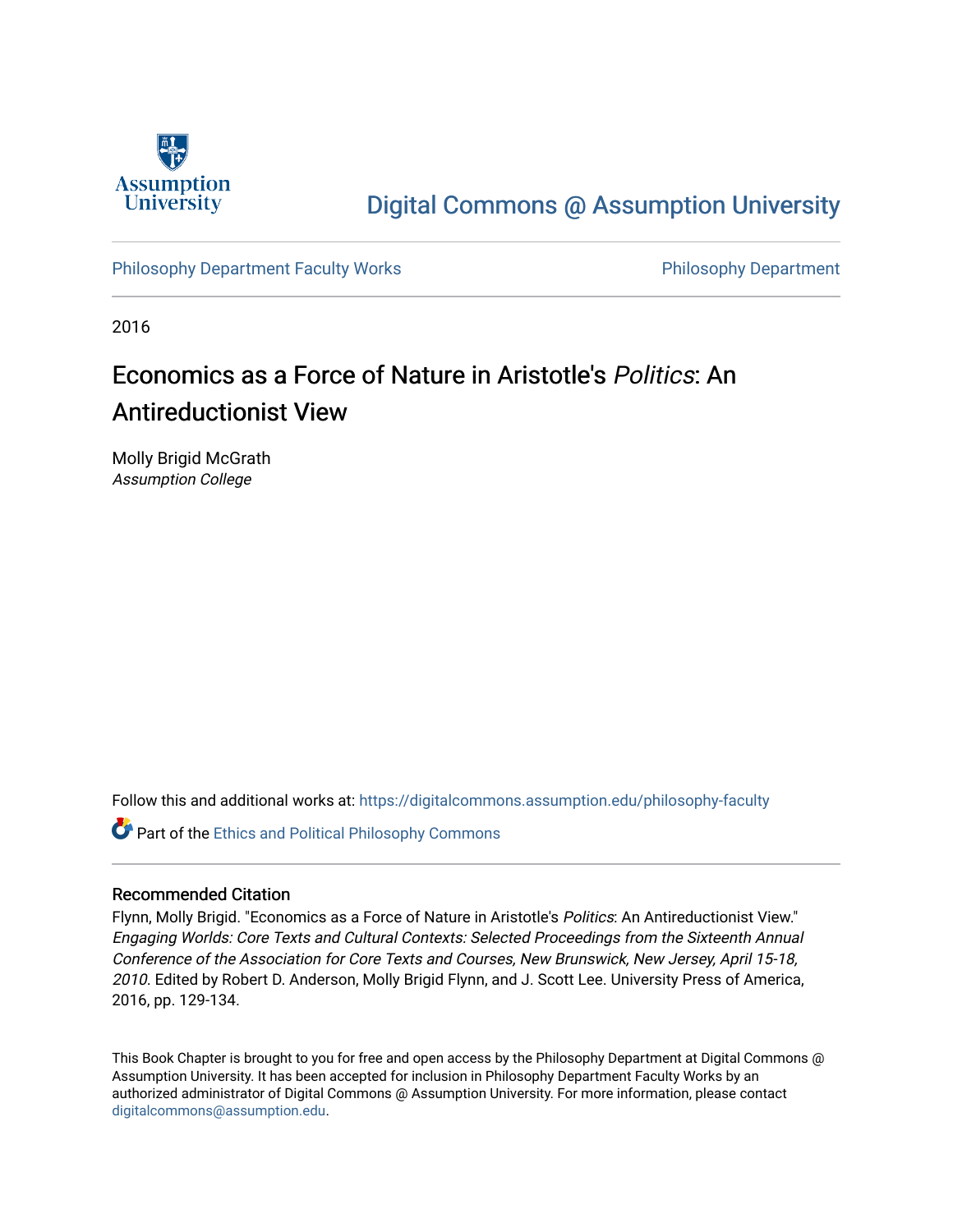Digital Commons @ Assumption University

Philosophy Department Faculty Works

Philosophy Department

2016

# Economics as a Force of Nature in Aristotle's *Politics*: An Antireductionist View

Molly Brigid McGrath
*Assumption College*

Follow this and additional works at: https://digitalcommons.assumption.edu/philosophy-faculty

Part of the Ethics and Political Philosophy Commons

## Recommended Citation

Flynn, Molly Brigid. "Economics as a Force of Nature in Aristotle's *Politics*: An Antireductionist View." *Engaging Worlds: Core Texts and Cultural Contexts: Selected Proceedings from the Sixteenth Annual Conference of the Association for Core Texts and Courses, New Brunswick, New Jersey, April 15-18, 2010.* Edited by Robert D. Anderson, Molly Brigid Flynn, and J. Scott Lee. University Press of America, 2016, pp. 129-134.

This Book Chapter is brought to you for free and open access by the Philosophy Department at Digital Commons @ Assumption University. It has been accepted for inclusion in Philosophy Department Faculty Works by an authorized administrator of Digital Commons @ Assumption University. For more information, please contact digitalcommons@assumption.edu.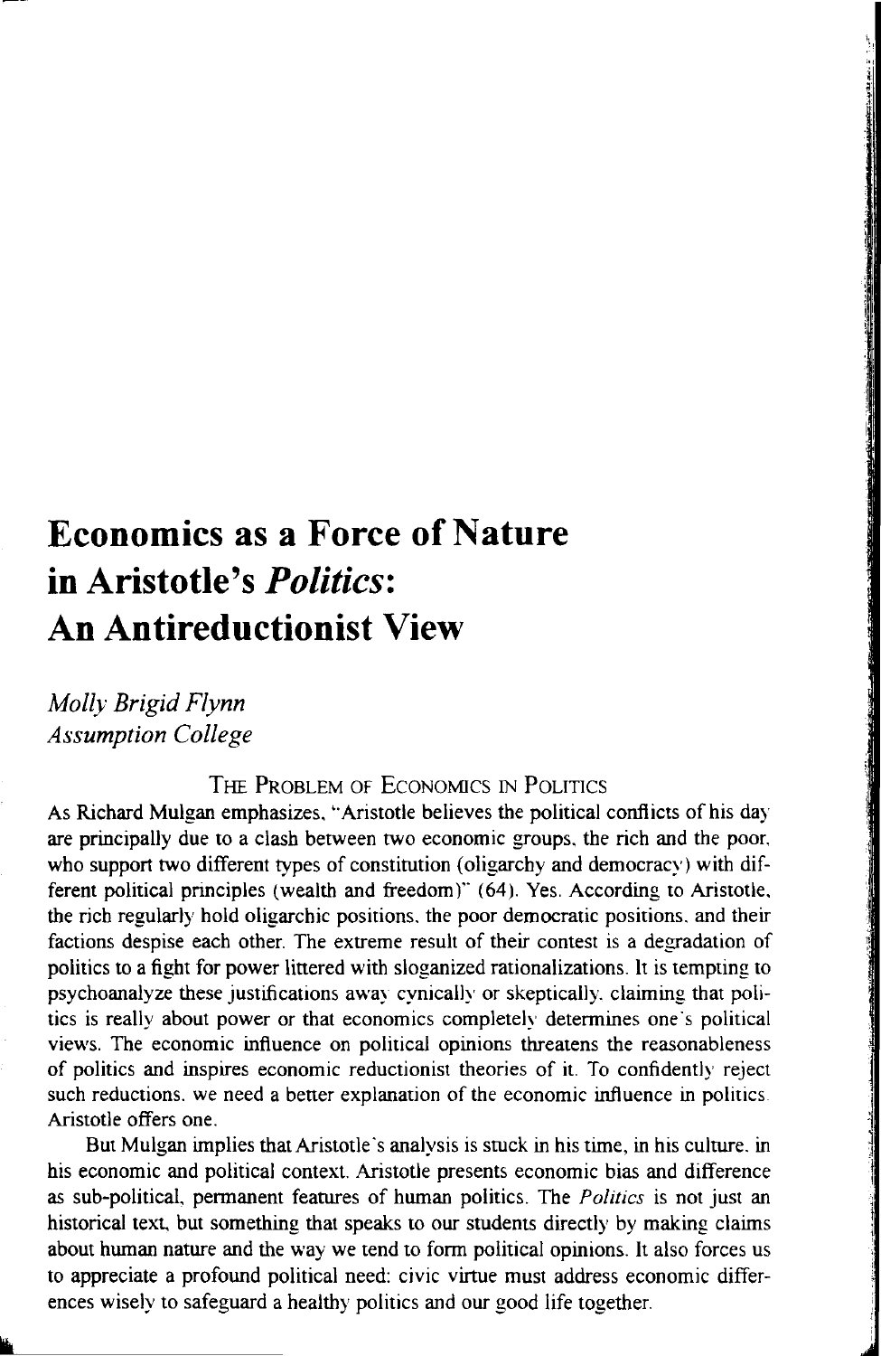# Economics as a Force of Nature in Aristotle's *Politics*: An Antireductionist View

*Molly Brigid Flynn*
*Assumption College*

## The Problem of Economics in Politics

As Richard Mulgan emphasizes, "Aristotle believes the political conflicts of his day are principally due to a clash between two economic groups, the rich and the poor, who support two different types of constitution (oligarchy and democracy) with different political principles (wealth and freedom)" (64). Yes. According to Aristotle, the rich regularly hold oligarchic positions, the poor democratic positions, and their factions despise each other. The extreme result of their contest is a degradation of politics to a fight for power littered with sloganized rationalizations. It is tempting to psychoanalyze these justifications away cynically or skeptically, claiming that politics is really about power or that economics completely determines one's political views. The economic influence on political opinions threatens the reasonableness of politics and inspires economic reductionist theories of it. To confidently reject such reductions, we need a better explanation of the economic influence in politics. Aristotle offers one.

But Mulgan implies that Aristotle's analysis is stuck in his time, in his culture, in his economic and political context. Aristotle presents economic bias and difference as sub-political, permanent features of human politics. The *Politics* is not just an historical text, but something that speaks to our students directly by making claims about human nature and the way we tend to form political opinions. It also forces us to appreciate a profound political need: civic virtue must address economic differences wisely to safeguard a healthy politics and our good life together.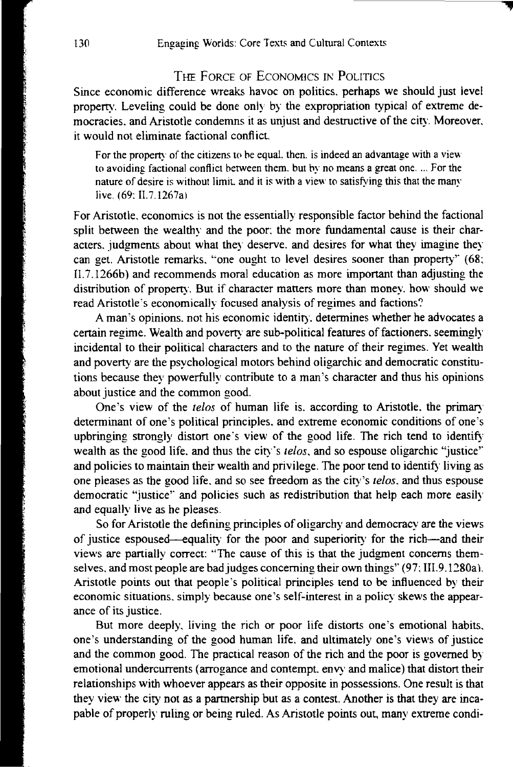## The Force of Economics in Politics

Since economic difference wreaks havoc on politics, perhaps we should just level property. Leveling could be done only by the expropriation typical of extreme democracies, and Aristotle condemns it as unjust and destructive of the city. Moreover, it would not eliminate factional conflict.

> For the property of the citizens to be equal, then, is indeed an advantage with a view to avoiding factional conflict between them, but by no means a great one. ... For the nature of desire is without limit, and it is with a view to satisfying this that the many live. (69; II.7.1267a)

For Aristotle, economics is not the essentially responsible factor behind the factional split between the wealthy and the poor; the more fundamental cause is their characters, judgments about what they deserve, and desires for what they imagine they can get. Aristotle remarks, "one ought to level desires sooner than property" (68; II.7.1266b) and recommends moral education as more important than adjusting the distribution of property. But if character matters more than money, how should we read Aristotle's economically focused analysis of regimes and factions?

A man's opinions, not his economic identity, determines whether he advocates a certain regime. Wealth and poverty are sub-political features of factioners, seemingly incidental to their political characters and to the nature of their regimes. Yet wealth and poverty are the psychological motors behind oligarchic and democratic constitutions because they powerfully contribute to a man's character and thus his opinions about justice and the common good.

One's view of the *telos* of human life is, according to Aristotle, the primary determinant of one's political principles, and extreme economic conditions of one's upbringing strongly distort one's view of the good life. The rich tend to identify wealth as the good life, and thus the city's *telos*, and so espouse oligarchic "justice" and policies to maintain their wealth and privilege. The poor tend to identify living as one pleases as the good life, and so see freedom as the city's *telos*, and thus espouse democratic "justice" and policies such as redistribution that help each more easily and equally live as he pleases.

So for Aristotle the defining principles of oligarchy and democracy are the views of justice espoused—equality for the poor and superiority for the rich—and their views are partially correct: "The cause of this is that the judgment concerns themselves, and most people are bad judges concerning their own things" (97; III.9.1280a). Aristotle points out that people's political principles tend to be influenced by their economic situations, simply because one's self-interest in a policy skews the appearance of its justice.

But more deeply, living the rich or poor life distorts one's emotional habits, one's understanding of the good human life, and ultimately one's views of justice and the common good. The practical reason of the rich and the poor is governed by emotional undercurrents (arrogance and contempt, envy and malice) that distort their relationships with whoever appears as their opposite in possessions. One result is that they view the city not as a partnership but as a contest. Another is that they are incapable of properly ruling or being ruled. As Aristotle points out, many extreme condi-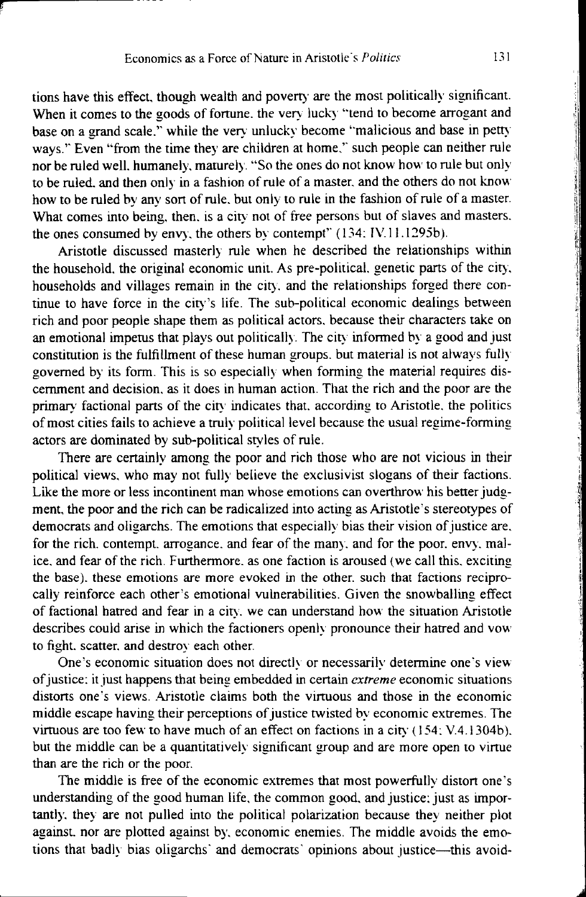tions have this effect, though wealth and poverty are the most politically significant. When it comes to the goods of fortune, the very lucky "tend to become arrogant and base on a grand scale," while the very unlucky become "malicious and base in petty ways." Even "from the time they are children at home," such people can neither rule nor be ruled well, humanely, maturely. "So the ones do not know how to rule but only to be ruled, and then only in a fashion of rule of a master, and the others do not know how to be ruled by any sort of rule, but only to rule in the fashion of rule of a master. What comes into being, then, is a city not of free persons but of slaves and masters, the ones consumed by envy, the others by contempt" (134; IV.11.1295b).

Aristotle discussed masterly rule when he described the relationships within the household, the original economic unit. As pre-political, genetic parts of the city, households and villages remain in the city, and the relationships forged there continue to have force in the city's life. The sub-political economic dealings between rich and poor people shape them as political actors, because their characters take on an emotional impetus that plays out politically. The city informed by a good and just constitution is the fulfillment of these human groups, but material is not always fully governed by its form. This is so especially when forming the material requires discernment and decision, as it does in human action. That the rich and the poor are the primary factional parts of the city indicates that, according to Aristotle, the politics of most cities fails to achieve a truly political level because the usual regime-forming actors are dominated by sub-political styles of rule.

There are certainly among the poor and rich those who are not vicious in their political views, who may not fully believe the exclusivist slogans of their factions. Like the more or less incontinent man whose emotions can overthrow his better judgment, the poor and the rich can be radicalized into acting as Aristotle's stereotypes of democrats and oligarchs. The emotions that especially bias their vision of justice are, for the rich, contempt, arrogance, and fear of the many, and for the poor, envy, malice, and fear of the rich. Furthermore, as one faction is aroused (we call this, exciting the base), these emotions are more evoked in the other, such that factions reciprocally reinforce each other's emotional vulnerabilities. Given the snowballing effect of factional hatred and fear in a city, we can understand how the situation Aristotle describes could arise in which the factioners openly pronounce their hatred and vow to fight, scatter, and destroy each other.

One's economic situation does not directly or necessarily determine one's view of justice; it just happens that being embedded in certain *extreme* economic situations distorts one's views. Aristotle claims both the virtuous and those in the economic middle escape having their perceptions of justice twisted by economic extremes. The virtuous are too few to have much of an effect on factions in a city (154; V.4.1304b), but the middle can be a quantitatively significant group and are more open to virtue than are the rich or the poor.

The middle is free of the economic extremes that most powerfully distort one's understanding of the good human life, the common good, and justice; just as importantly, they are not pulled into the political polarization because they neither plot against, nor are plotted against by, economic enemies. The middle avoids the emotions that badly bias oligarchs' and democrats' opinions about justice—this avoid-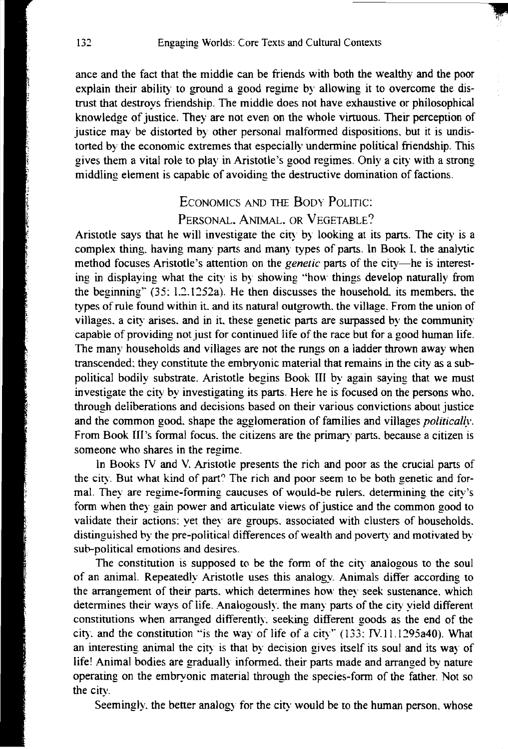ance and the fact that the middle can be friends with both the wealthy and the poor explain their ability to ground a good regime by allowing it to overcome the distrust that destroys friendship. The middle does not have exhaustive or philosophical knowledge of justice. They are not even on the whole virtuous. Their perception of justice may be distorted by other personal malformed dispositions, but it is undistorted by the economic extremes that especially undermine political friendship. This gives them a vital role to play in Aristotle's good regimes. Only a city with a strong middling element is capable of avoiding the destructive domination of factions.

## Economics and the Body Politic: Personal, Animal, or Vegetable?

Aristotle says that he will investigate the city by looking at its parts. The city is a complex thing, having many parts and many types of parts. In Book I, the analytic method focuses Aristotle's attention on the *genetic* parts of the city—he is interesting in displaying what the city is by showing "how things develop naturally from the beginning" (35; I.2.1252a). He then discusses the household, its members, the types of rule found within it, and its natural outgrowth, the village. From the union of villages, a city arises, and in it, these genetic parts are surpassed by the community capable of providing not just for continued life of the race but for a good human life. The many households and villages are not the rungs on a ladder thrown away when transcended; they constitute the embryonic material that remains in the city as a subpolitical bodily substrate. Aristotle begins Book III by again saying that we must investigate the city by investigating its parts. Here he is focused on the persons who, through deliberations and decisions based on their various convictions about justice and the common good, shape the agglomeration of families and villages *politically*. From Book III's formal focus, the citizens are the primary parts, because a citizen is someone who shares in the regime.

In Books IV and V, Aristotle presents the rich and poor as the crucial parts of the city. But what kind of part? The rich and poor seem to be both genetic and formal. They are regime-forming caucuses of would-be rulers, determining the city's form when they gain power and articulate views of justice and the common good to validate their actions; yet they are groups, associated with clusters of households, distinguished by the pre-political differences of wealth and poverty and motivated by sub-political emotions and desires.

The constitution is supposed to be the form of the city analogous to the soul of an animal. Repeatedly Aristotle uses this analogy. Animals differ according to the arrangement of their parts, which determines how they seek sustenance, which determines their ways of life. Analogously, the many parts of the city yield different constitutions when arranged differently, seeking different goods as the end of the city, and the constitution "is the way of life of a city" (133; IV.11.1295a40). What an interesting animal the city is that by decision gives itself its soul and its way of life! Animal bodies are gradually informed, their parts made and arranged by nature operating on the embryonic material through the species-form of the father. Not so the city.

Seemingly, the better analogy for the city would be to the human person, whose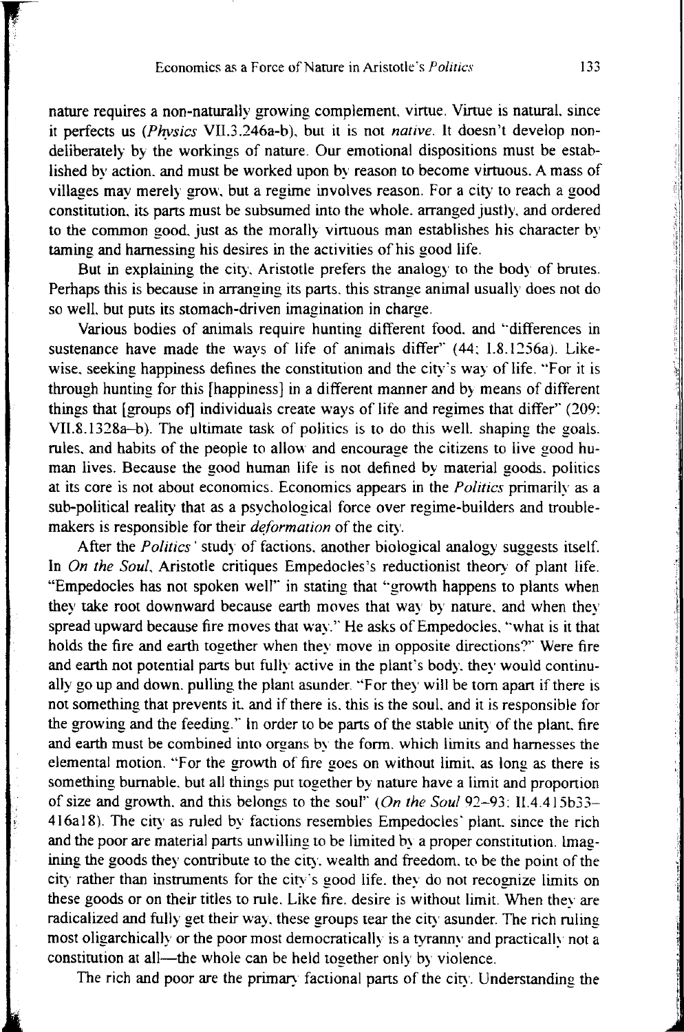nature requires a non-naturally growing complement, virtue. Virtue is natural, since it perfects us (*Physics* VII.3.246a-b), but it is not *native*. It doesn't develop non-deliberately by the workings of nature. Our emotional dispositions must be established by action, and must be worked upon by reason to become virtuous. A mass of villages may merely grow, but a regime involves reason. For a city to reach a good constitution, its parts must be subsumed into the whole, arranged justly, and ordered to the common good, just as the morally virtuous man establishes his character by taming and harnessing his desires in the activities of his good life.

But in explaining the city, Aristotle prefers the analogy to the body of brutes. Perhaps this is because in arranging its parts, this strange animal usually does not do so well, but puts its stomach-driven imagination in charge.

Various bodies of animals require hunting different food, and "differences in sustenance have made the ways of life of animals differ" (44; I.8.1256a). Likewise, seeking happiness defines the constitution and the city's way of life. "For it is through hunting for this [happiness] in a different manner and by means of different things that [groups of] individuals create ways of life and regimes that differ" (209; VII.8.1328a–b). The ultimate task of politics is to do this well, shaping the goals, rules, and habits of the people to allow and encourage the citizens to live good human lives. Because the good human life is not defined by material goods, politics at its core is not about economics. Economics appears in the *Politics* primarily as a sub-political reality that as a psychological force over regime-builders and trouble-makers is responsible for their *deformation* of the city.

After the *Politics'* study of factions, another biological analogy suggests itself. In *On the Soul*, Aristotle critiques Empedocles's reductionist theory of plant life. "Empedocles has not spoken well" in stating that "growth happens to plants when they take root downward because earth moves that way by nature, and when they spread upward because fire moves that way." He asks of Empedocles, "what is it that holds the fire and earth together when they move in opposite directions?" Were fire and earth not potential parts but fully active in the plant's body, they would continually go up and down, pulling the plant asunder. "For they will be torn apart if there is not something that prevents it, and if there is, this is the soul, and it is responsible for the growing and the feeding." In order to be parts of the stable unity of the plant, fire and earth must be combined into organs by the form, which limits and harnesses the elemental motion. "For the growth of fire goes on without limit, as long as there is something burnable, but all things put together by nature have a limit and proportion of size and growth, and this belongs to the soul" (*On the Soul* 92–93; II.4.415b33–416a18). The city as ruled by factions resembles Empedocles' plant, since the rich and the poor are material parts unwilling to be limited by a proper constitution. Imagining the goods they contribute to the city, wealth and freedom, to be the point of the city rather than instruments for the city's good life, they do not recognize limits on these goods or on their titles to rule. Like fire, desire is without limit. When they are radicalized and fully get their way, these groups tear the city asunder. The rich ruling most oligarchically or the poor most democratically is a tyranny and practically not a constitution at all—the whole can be held together only by violence.

The rich and poor are the primary factional parts of the city. Understanding the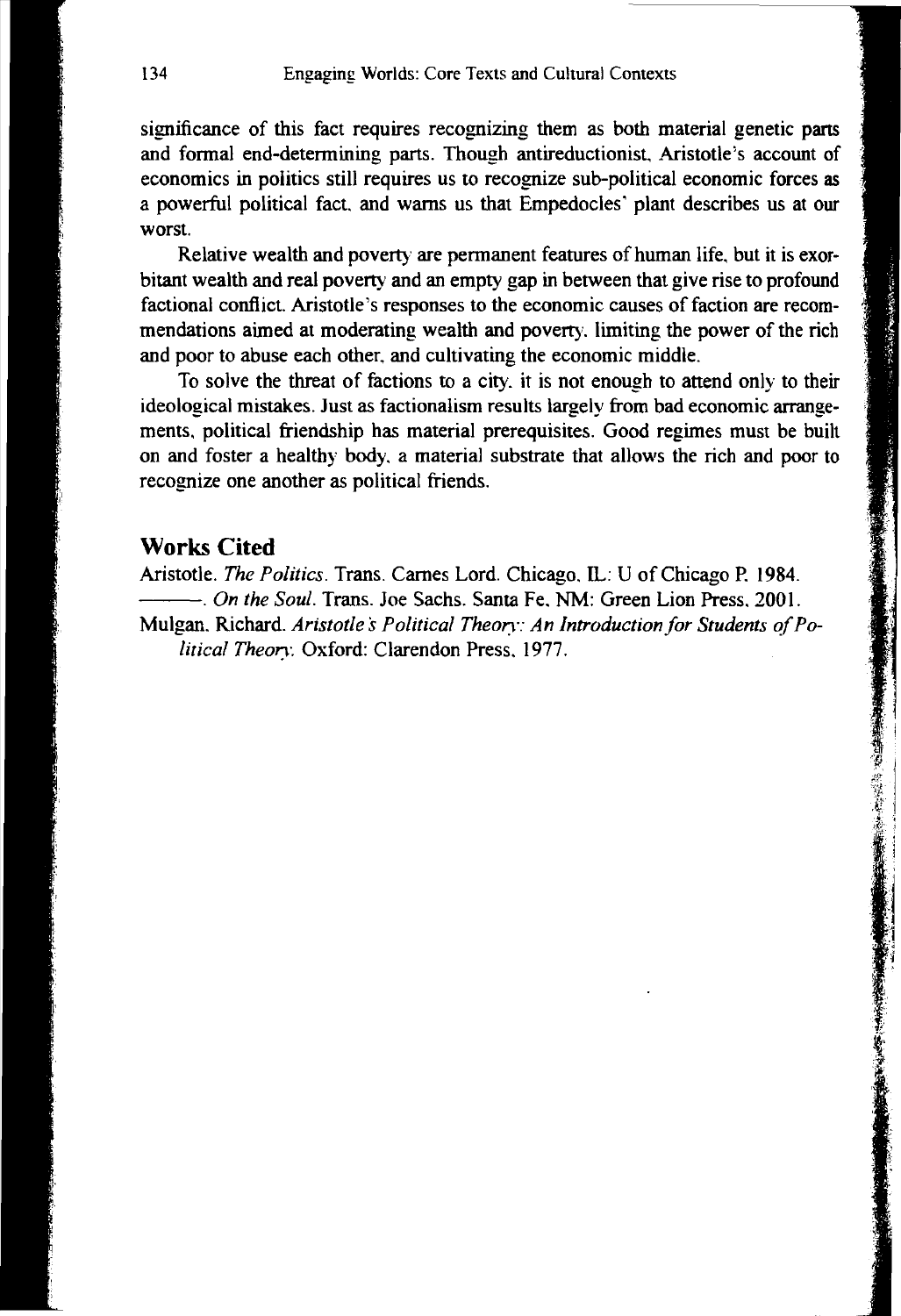significance of this fact requires recognizing them as both material genetic parts and formal end-determining parts. Though antireductionist, Aristotle's account of economics in politics still requires us to recognize sub-political economic forces as a powerful political fact, and warns us that Empedocles' plant describes us at our worst.

Relative wealth and poverty are permanent features of human life, but it is exorbitant wealth and real poverty and an empty gap in between that give rise to profound factional conflict. Aristotle's responses to the economic causes of faction are recommendations aimed at moderating wealth and poverty, limiting the power of the rich and poor to abuse each other, and cultivating the economic middle.

To solve the threat of factions to a city, it is not enough to attend only to their ideological mistakes. Just as factionalism results largely from bad economic arrangements, political friendship has material prerequisites. Good regimes must be built on and foster a healthy body, a material substrate that allows the rich and poor to recognize one another as political friends.

## Works Cited

Aristotle. *The Politics*. Trans. Carnes Lord. Chicago, IL: U of Chicago P. 1984.

———. *On the Soul*. Trans. Joe Sachs. Santa Fe, NM: Green Lion Press, 2001.

Mulgan, Richard. *Aristotle's Political Theory: An Introduction for Students of Political Theory*. Oxford: Clarendon Press, 1977.